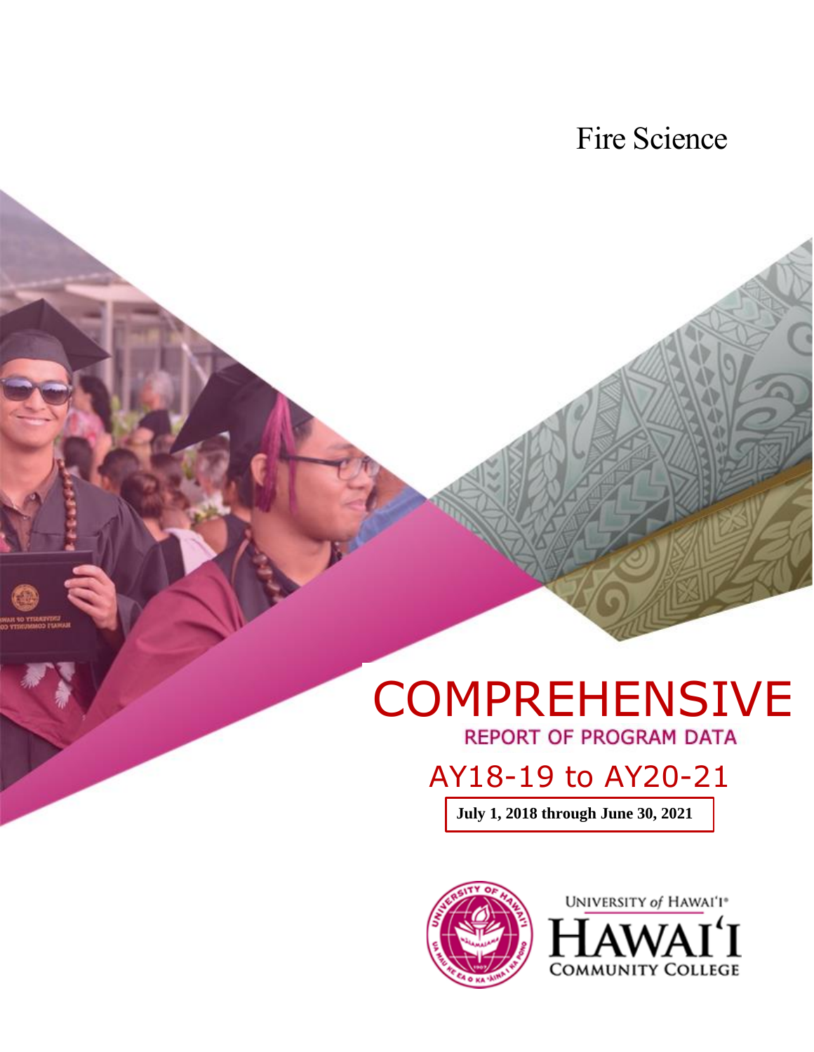# Fire Science

# COMPREHENSIVE

## REPORT OF PROGRAM DATA

## AY18-19 to AY20-21

**July 1, 2018 through June 30, 2021**

UNIVERSITY *of* HAWAI'I®
HAWAI'I
COMMUNITY COLLEGE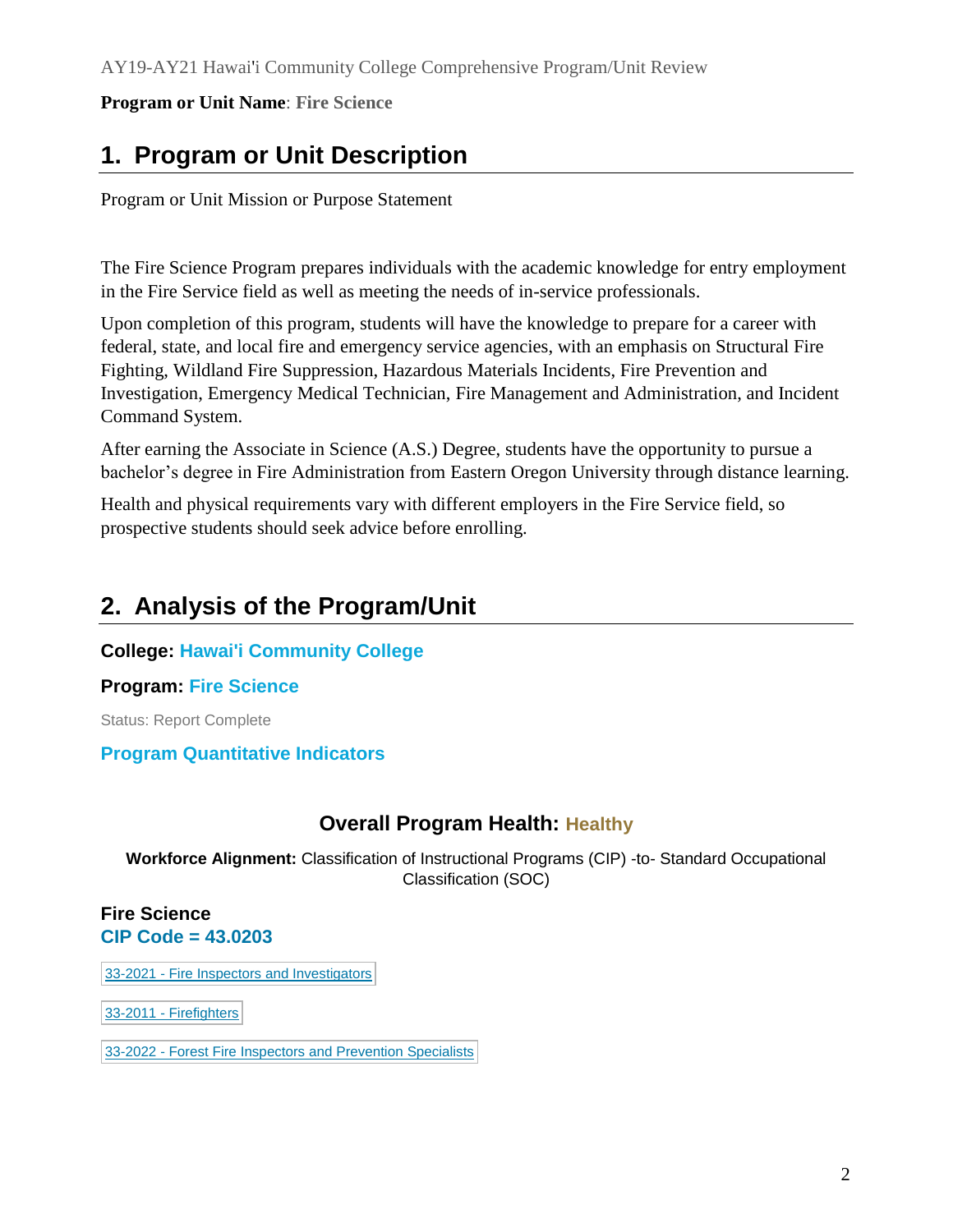**Program or Unit Name**: **Fire Science**

# 1. Program or Unit Description

Program or Unit Mission or Purpose Statement

The Fire Science Program prepares individuals with the academic knowledge for entry employment in the Fire Service field as well as meeting the needs of in-service professionals.

Upon completion of this program, students will have the knowledge to prepare for a career with federal, state, and local fire and emergency service agencies, with an emphasis on Structural Fire Fighting, Wildland Fire Suppression, Hazardous Materials Incidents, Fire Prevention and Investigation, Emergency Medical Technician, Fire Management and Administration, and Incident Command System.

After earning the Associate in Science (A.S.) Degree, students have the opportunity to pursue a bachelor's degree in Fire Administration from Eastern Oregon University through distance learning.

Health and physical requirements vary with different employers in the Fire Service field, so prospective students should seek advice before enrolling.

# 2. Analysis of the Program/Unit

**College: Hawai'i Community College**

**Program: Fire Science**

Status: Report Complete

### Program Quantitative Indicators

### Overall Program Health: Healthy

**Workforce Alignment:** Classification of Instructional Programs (CIP) -to- Standard Occupational Classification (SOC)

**Fire Science**
**CIP Code = 43.0203**

33-2021 - Fire Inspectors and Investigators

33-2011 - Firefighters

33-2022 - Forest Fire Inspectors and Prevention Specialists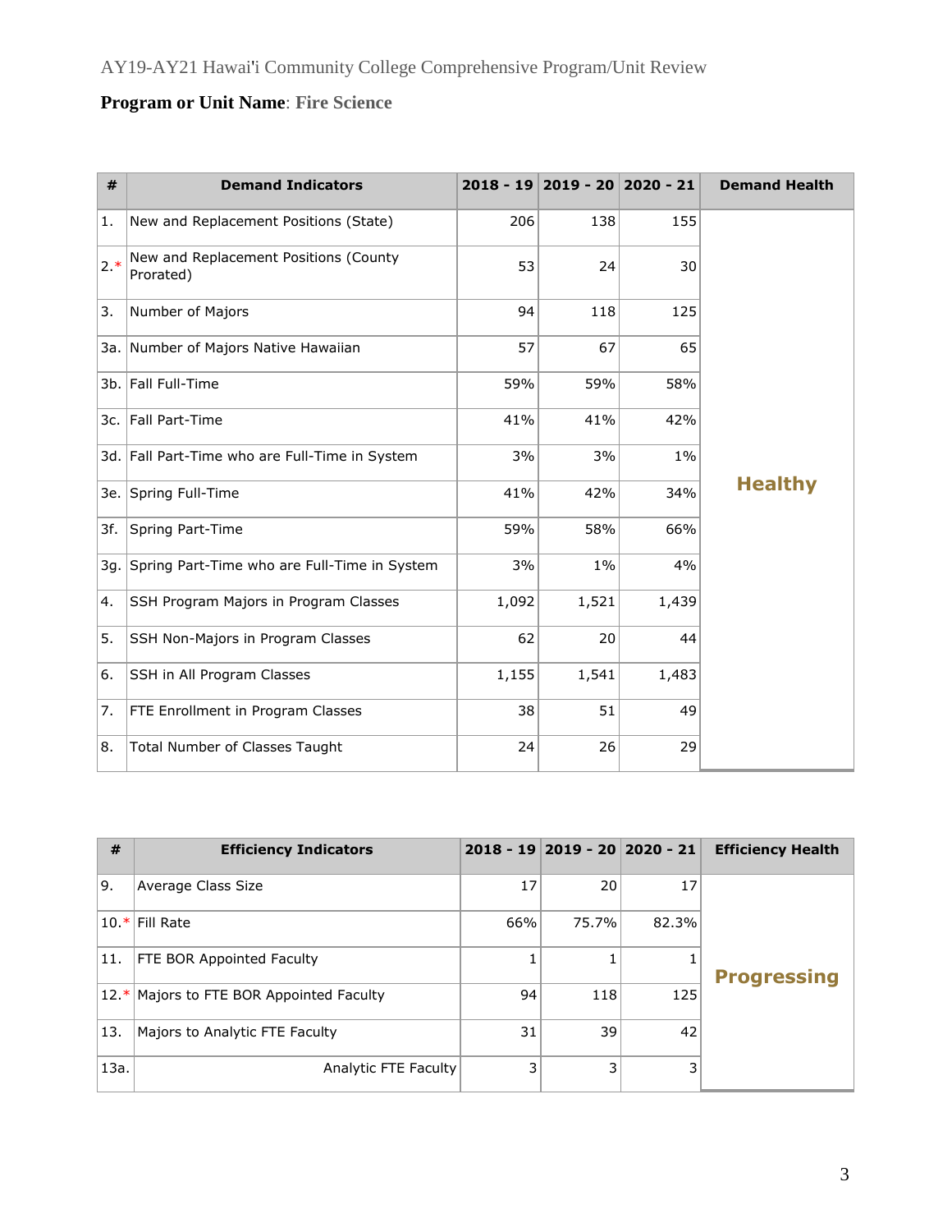**Program or Unit Name**: **Fire Science**

| # | Demand Indicators | 2018 - 19 | 2019 - 20 | 2020 - 21 | Demand Health |
|---|---|---|---|---|---|
| 1. | New and Replacement Positions (State) | 206 | 138 | 155 | Healthy |
| 2.* | New and Replacement Positions (County Prorated) | 53 | 24 | 30 | |
| 3. | Number of Majors | 94 | 118 | 125 | |
| 3a. | Number of Majors Native Hawaiian | 57 | 67 | 65 | |
| 3b. | Fall Full-Time | 59% | 59% | 58% | |
| 3c. | Fall Part-Time | 41% | 41% | 42% | |
| 3d. | Fall Part-Time who are Full-Time in System | 3% | 3% | 1% | |
| 3e. | Spring Full-Time | 41% | 42% | 34% | |
| 3f. | Spring Part-Time | 59% | 58% | 66% | |
| 3g. | Spring Part-Time who are Full-Time in System | 3% | 1% | 4% | |
| 4. | SSH Program Majors in Program Classes | 1,092 | 1,521 | 1,439 | |
| 5. | SSH Non-Majors in Program Classes | 62 | 20 | 44 | |
| 6. | SSH in All Program Classes | 1,155 | 1,541 | 1,483 | |
| 7. | FTE Enrollment in Program Classes | 38 | 51 | 49 | |
| 8. | Total Number of Classes Taught | 24 | 26 | 29 | |

| # | Efficiency Indicators | 2018 - 19 | 2019 - 20 | 2020 - 21 | Efficiency Health |
|---|---|---|---|---|---|
| 9. | Average Class Size | 17 | 20 | 17 | Progressing |
| 10.* | Fill Rate | 66% | 75.7% | 82.3% | |
| 11. | FTE BOR Appointed Faculty | 1 | 1 | 1 | |
| 12.* | Majors to FTE BOR Appointed Faculty | 94 | 118 | 125 | |
| 13. | Majors to Analytic FTE Faculty | 31 | 39 | 42 | |
| 13a. | Analytic FTE Faculty | 3 | 3 | 3 | |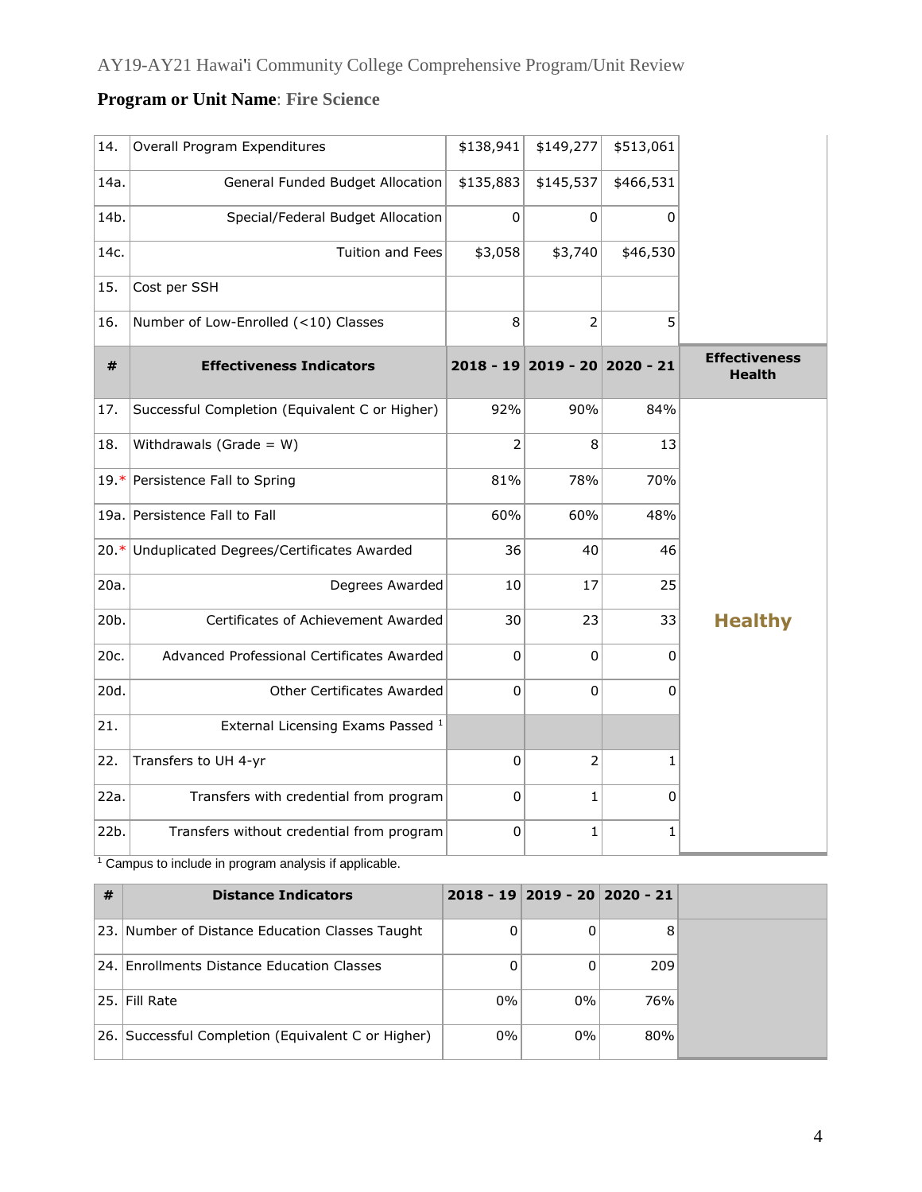## Program or Unit Name: Fire Science

| # | | | | | |
|---|---|---|---|---|---|
| 14. | Overall Program Expenditures | $138,941 | $149,277 | $513,061 | |
| 14a. | General Funded Budget Allocation | $135,883 | $145,537 | $466,531 | |
| 14b. | Special/Federal Budget Allocation | 0 | 0 | 0 | |
| 14c. | Tuition and Fees | $3,058 | $3,740 | $46,530 | |
| 15. | Cost per SSH | | | | |
| 16. | Number of Low-Enrolled (<10) Classes | 8 | 2 | 5 | |

| # | Effectiveness Indicators | 2018 - 19 | 2019 - 20 | 2020 - 21 | Effectiveness Health |
|---|---|---|---|---|---|
| 17. | Successful Completion (Equivalent C or Higher) | 92% | 90% | 84% | Healthy |
| 18. | Withdrawals (Grade = W) | 2 | 8 | 13 | |
| 19.* | Persistence Fall to Spring | 81% | 78% | 70% | |
| 19a. | Persistence Fall to Fall | 60% | 60% | 48% | |
| 20.* | Unduplicated Degrees/Certificates Awarded | 36 | 40 | 46 | |
| 20a. | Degrees Awarded | 10 | 17 | 25 | |
| 20b. | Certificates of Achievement Awarded | 30 | 23 | 33 | |
| 20c. | Advanced Professional Certificates Awarded | 0 | 0 | 0 | |
| 20d. | Other Certificates Awarded | 0 | 0 | 0 | |
| 21. | External Licensing Exams Passed [1] | | | | |
| 22. | Transfers to UH 4-yr | 0 | 2 | 1 | |
| 22a. | Transfers with credential from program | 0 | 1 | 0 | |
| 22b. | Transfers without credential from program | 0 | 1 | 1 | |

[1] Campus to include in program analysis if applicable.

| # | Distance Indicators | 2018 - 19 | 2019 - 20 | 2020 - 21 | |
|---|---|---|---|---|---|
| 23. | Number of Distance Education Classes Taught | 0 | 0 | 8 | |
| 24. | Enrollments Distance Education Classes | 0 | 0 | 209 | |
| 25. | Fill Rate | 0% | 0% | 76% | |
| 26. | Successful Completion (Equivalent C or Higher) | 0% | 0% | 80% | |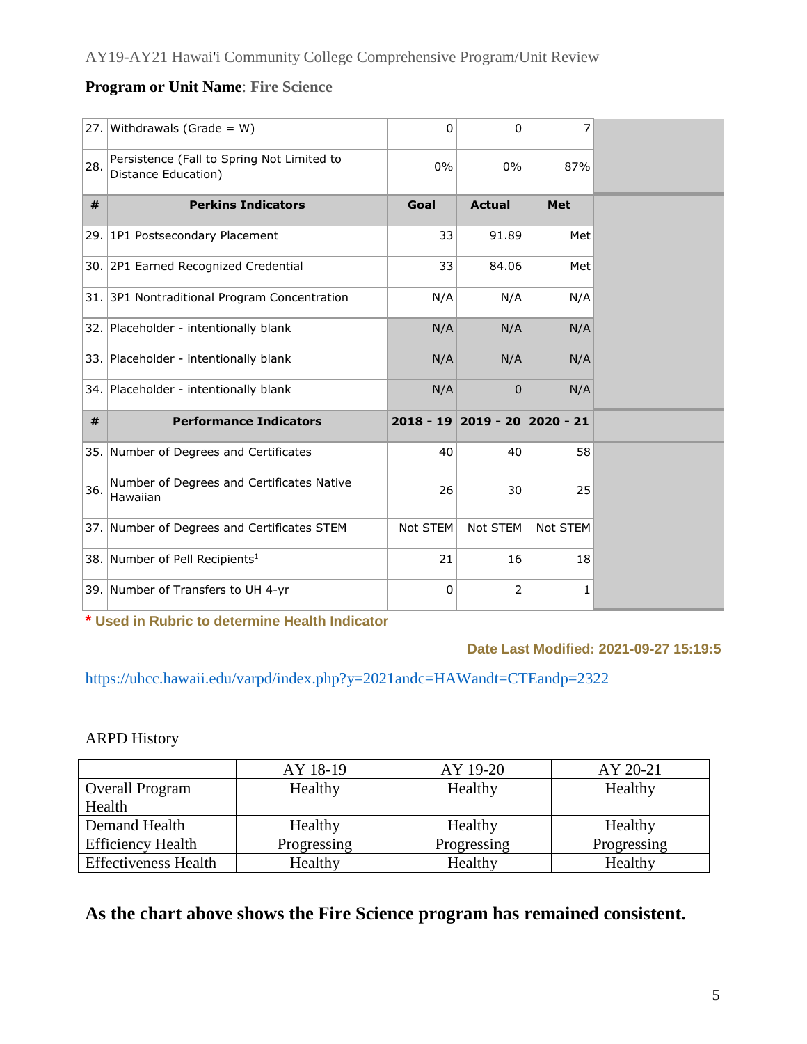**Program or Unit Name**: **Fire Science**

| # | | | | | |
|---|---|---|---|---|---|
| 27. | Withdrawals (Grade = W) | 0 | 0 | 7 | |
| 28. | Persistence (Fall to Spring Not Limited to Distance Education) | 0% | 0% | 87% | |
| **#** | **Perkins Indicators** | **Goal** | **Actual** | **Met** | |
| 29. | 1P1 Postsecondary Placement | 33 | 91.89 | Met | |
| 30. | 2P1 Earned Recognized Credential | 33 | 84.06 | Met | |
| 31. | 3P1 Nontraditional Program Concentration | N/A | N/A | N/A | |
| 32. | Placeholder - intentionally blank | N/A | N/A | N/A | |
| 33. | Placeholder - intentionally blank | N/A | N/A | N/A | |
| 34. | Placeholder - intentionally blank | N/A | 0 | N/A | |
| **#** | **Performance Indicators** | **2018 - 19** | **2019 - 20** | **2020 - 21** | |
| 35. | Number of Degrees and Certificates | 40 | 40 | 58 | |
| 36. | Number of Degrees and Certificates Native Hawaiian | 26 | 30 | 25 | |
| 37. | Number of Degrees and Certificates STEM | Not STEM | Not STEM | Not STEM | |
| 38. | Number of Pell Recipients[1] | 21 | 16 | 18 | |
| 39. | Number of Transfers to UH 4-yr | 0 | 2 | 1 | |

**\* Used in Rubric to determine Health Indicator**

**Date Last Modified: 2021-09-27 15:19:5**

https://uhcc.hawaii.edu/varpd/index.php?y=2021andc=HAWandt=CTEandp=2322

ARPD History

| | AY 18-19 | AY 19-20 | AY 20-21 |
|---|---|---|---|
| Overall Program Health | Healthy | Healthy | Healthy |
| Demand Health | Healthy | Healthy | Healthy |
| Efficiency Health | Progressing | Progressing | Progressing |
| Effectiveness Health | Healthy | Healthy | Healthy |

**As the chart above shows the Fire Science program has remained consistent.**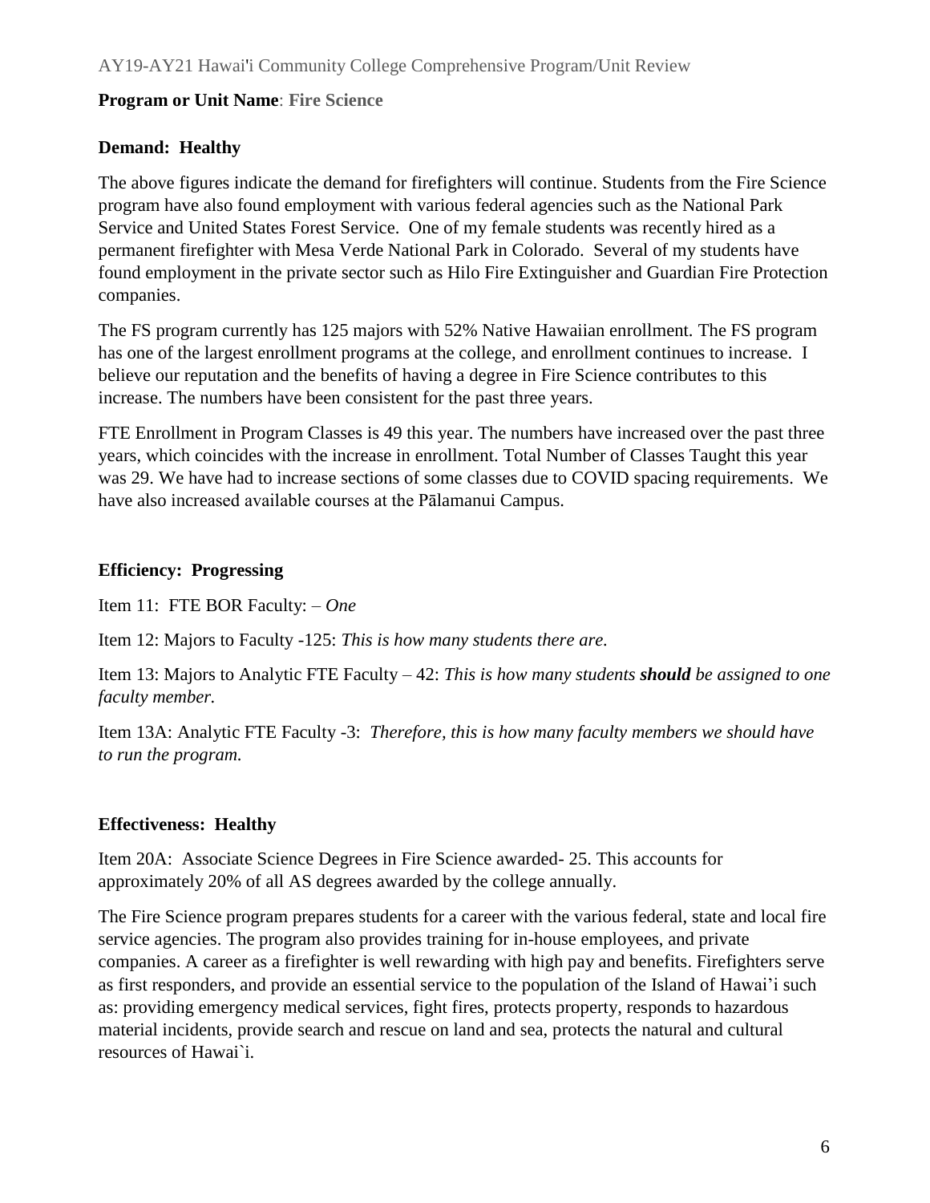**Program or Unit Name**: **Fire Science**

**Demand: Healthy**

The above figures indicate the demand for firefighters will continue. Students from the Fire Science program have also found employment with various federal agencies such as the National Park Service and United States Forest Service. One of my female students was recently hired as a permanent firefighter with Mesa Verde National Park in Colorado. Several of my students have found employment in the private sector such as Hilo Fire Extinguisher and Guardian Fire Protection companies.

The FS program currently has 125 majors with 52% Native Hawaiian enrollment. The FS program has one of the largest enrollment programs at the college, and enrollment continues to increase. I believe our reputation and the benefits of having a degree in Fire Science contributes to this increase. The numbers have been consistent for the past three years.

FTE Enrollment in Program Classes is 49 this year. The numbers have increased over the past three years, which coincides with the increase in enrollment. Total Number of Classes Taught this year was 29. We have had to increase sections of some classes due to COVID spacing requirements. We have also increased available courses at the Pālamanui Campus.

**Efficiency: Progressing**

Item 11: FTE BOR Faculty: – *One*

Item 12: Majors to Faculty -125: *This is how many students there are.*

Item 13: Majors to Analytic FTE Faculty – 42: *This is how many students* ***should*** *be assigned to one faculty member.*

Item 13A: Analytic FTE Faculty -3: *Therefore, this is how many faculty members we should have to run the program.*

**Effectiveness: Healthy**

Item 20A: Associate Science Degrees in Fire Science awarded- 25. This accounts for approximately 20% of all AS degrees awarded by the college annually.

The Fire Science program prepares students for a career with the various federal, state and local fire service agencies. The program also provides training for in-house employees, and private companies. A career as a firefighter is well rewarding with high pay and benefits. Firefighters serve as first responders, and provide an essential service to the population of the Island of Hawai'i such as: providing emergency medical services, fight fires, protects property, responds to hazardous material incidents, provide search and rescue on land and sea, protects the natural and cultural resources of Hawai`i.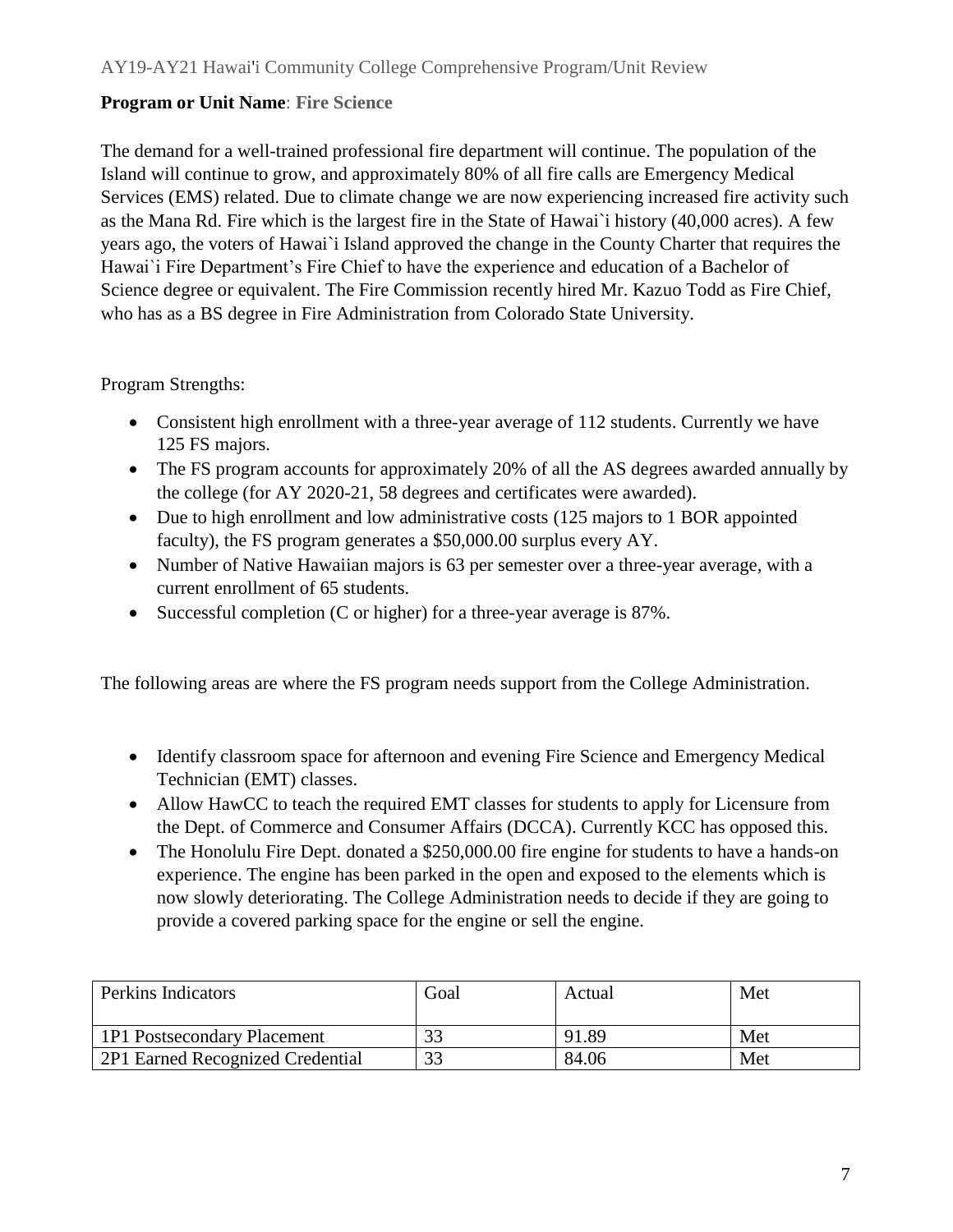**Program or Unit Name**: **Fire Science**

The demand for a well-trained professional fire department will continue. The population of the Island will continue to grow, and approximately 80% of all fire calls are Emergency Medical Services (EMS) related. Due to climate change we are now experiencing increased fire activity such as the Mana Rd. Fire which is the largest fire in the State of Hawai`i history (40,000 acres). A few years ago, the voters of Hawai`i Island approved the change in the County Charter that requires the Hawai`i Fire Department's Fire Chief to have the experience and education of a Bachelor of Science degree or equivalent. The Fire Commission recently hired Mr. Kazuo Todd as Fire Chief, who has as a BS degree in Fire Administration from Colorado State University.

Program Strengths:

- Consistent high enrollment with a three-year average of 112 students. Currently we have 125 FS majors.
- The FS program accounts for approximately 20% of all the AS degrees awarded annually by the college (for AY 2020-21, 58 degrees and certificates were awarded).
- Due to high enrollment and low administrative costs (125 majors to 1 BOR appointed faculty), the FS program generates a $50,000.00 surplus every AY.
- Number of Native Hawaiian majors is 63 per semester over a three-year average, with a current enrollment of 65 students.
- Successful completion (C or higher) for a three-year average is 87%.

The following areas are where the FS program needs support from the College Administration.

- Identify classroom space for afternoon and evening Fire Science and Emergency Medical Technician (EMT) classes.
- Allow HawCC to teach the required EMT classes for students to apply for Licensure from the Dept. of Commerce and Consumer Affairs (DCCA). Currently KCC has opposed this.
- The Honolulu Fire Dept. donated a $250,000.00 fire engine for students to have a hands-on experience. The engine has been parked in the open and exposed to the elements which is now slowly deteriorating. The College Administration needs to decide if they are going to provide a covered parking space for the engine or sell the engine.

| Perkins Indicators | Goal | Actual | Met |
|---|---|---|---|
| 1P1 Postsecondary Placement | 33 | 91.89 | Met |
| 2P1 Earned Recognized Credential | 33 | 84.06 | Met |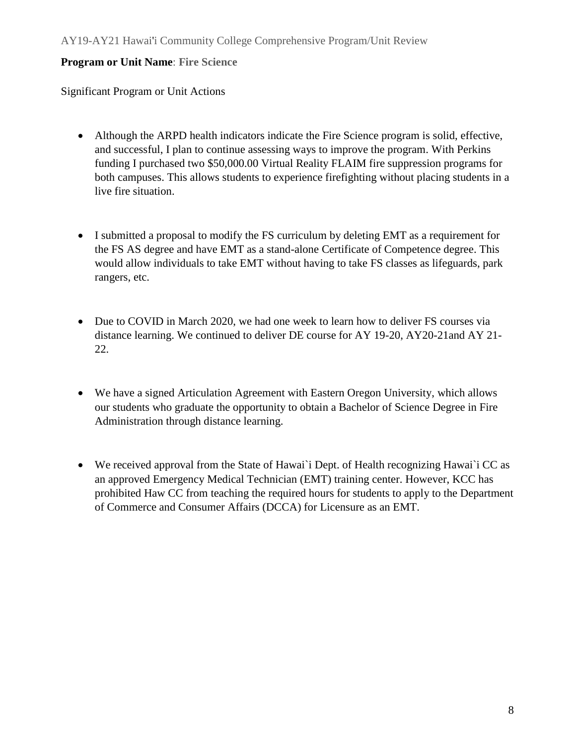**Program or Unit Name**: **Fire Science**

Significant Program or Unit Actions

- Although the ARPD health indicators indicate the Fire Science program is solid, effective, and successful, I plan to continue assessing ways to improve the program. With Perkins funding I purchased two $50,000.00 Virtual Reality FLAIM fire suppression programs for both campuses. This allows students to experience firefighting without placing students in a live fire situation.

- I submitted a proposal to modify the FS curriculum by deleting EMT as a requirement for the FS AS degree and have EMT as a stand-alone Certificate of Competence degree. This would allow individuals to take EMT without having to take FS classes as lifeguards, park rangers, etc.

- Due to COVID in March 2020, we had one week to learn how to deliver FS courses via distance learning. We continued to deliver DE course for AY 19-20, AY20-21and AY 21-22.

- We have a signed Articulation Agreement with Eastern Oregon University, which allows our students who graduate the opportunity to obtain a Bachelor of Science Degree in Fire Administration through distance learning.

- We received approval from the State of Hawai`i Dept. of Health recognizing Hawai`i CC as an approved Emergency Medical Technician (EMT) training center. However, KCC has prohibited Haw CC from teaching the required hours for students to apply to the Department of Commerce and Consumer Affairs (DCCA) for Licensure as an EMT.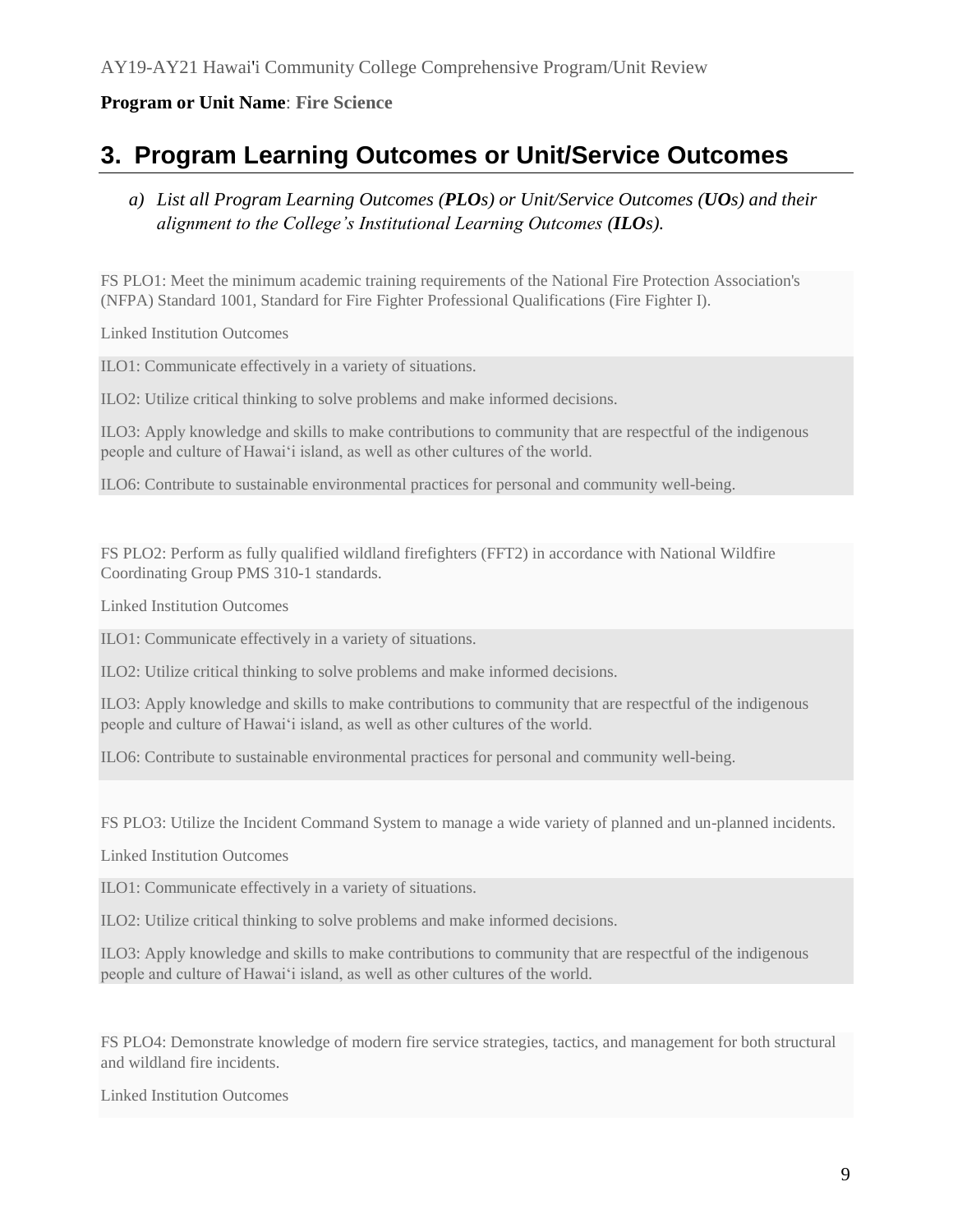**Program or Unit Name**: **Fire Science**

## 3. Program Learning Outcomes or Unit/Service Outcomes

*a) List all Program Learning Outcomes (**PLOs**) or Unit/Service Outcomes (**UOs**) and their alignment to the College's Institutional Learning Outcomes (**ILOs**).*

FS PLO1: Meet the minimum academic training requirements of the National Fire Protection Association's (NFPA) Standard 1001, Standard for Fire Fighter Professional Qualifications (Fire Fighter I).

Linked Institution Outcomes

ILO1: Communicate effectively in a variety of situations.

ILO2: Utilize critical thinking to solve problems and make informed decisions.

ILO3: Apply knowledge and skills to make contributions to community that are respectful of the indigenous people and culture of Hawai'i island, as well as other cultures of the world.

ILO6: Contribute to sustainable environmental practices for personal and community well-being.

FS PLO2: Perform as fully qualified wildland firefighters (FFT2) in accordance with National Wildfire Coordinating Group PMS 310-1 standards.

Linked Institution Outcomes

ILO1: Communicate effectively in a variety of situations.

ILO2: Utilize critical thinking to solve problems and make informed decisions.

ILO3: Apply knowledge and skills to make contributions to community that are respectful of the indigenous people and culture of Hawai'i island, as well as other cultures of the world.

ILO6: Contribute to sustainable environmental practices for personal and community well-being.

FS PLO3: Utilize the Incident Command System to manage a wide variety of planned and un-planned incidents.

Linked Institution Outcomes

ILO1: Communicate effectively in a variety of situations.

ILO2: Utilize critical thinking to solve problems and make informed decisions.

ILO3: Apply knowledge and skills to make contributions to community that are respectful of the indigenous people and culture of Hawai'i island, as well as other cultures of the world.

FS PLO4: Demonstrate knowledge of modern fire service strategies, tactics, and management for both structural and wildland fire incidents.

Linked Institution Outcomes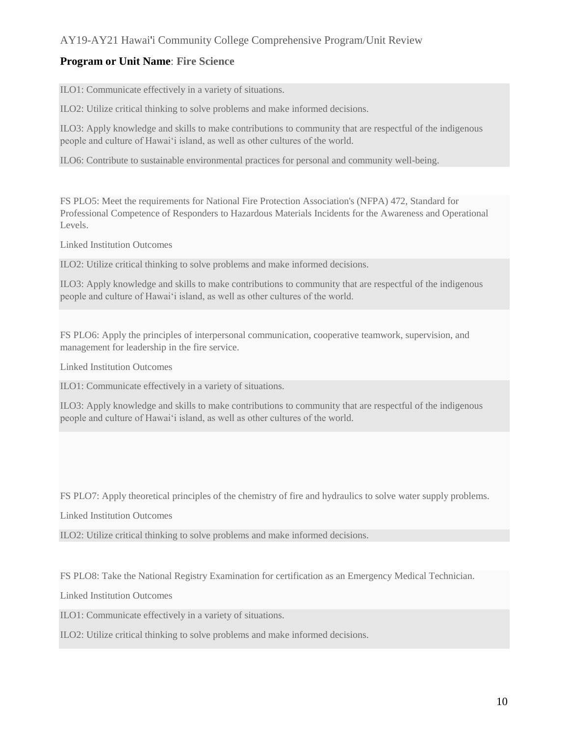**Program or Unit Name**: **Fire Science**

ILO1: Communicate effectively in a variety of situations.

ILO2: Utilize critical thinking to solve problems and make informed decisions.

ILO3: Apply knowledge and skills to make contributions to community that are respectful of the indigenous people and culture of Hawaiʻi island, as well as other cultures of the world.

ILO6: Contribute to sustainable environmental practices for personal and community well-being.

FS PLO5: Meet the requirements for National Fire Protection Association's (NFPA) 472, Standard for Professional Competence of Responders to Hazardous Materials Incidents for the Awareness and Operational Levels.

Linked Institution Outcomes

ILO2: Utilize critical thinking to solve problems and make informed decisions.

ILO3: Apply knowledge and skills to make contributions to community that are respectful of the indigenous people and culture of Hawaiʻi island, as well as other cultures of the world.

FS PLO6: Apply the principles of interpersonal communication, cooperative teamwork, supervision, and management for leadership in the fire service.

Linked Institution Outcomes

ILO1: Communicate effectively in a variety of situations.

ILO3: Apply knowledge and skills to make contributions to community that are respectful of the indigenous people and culture of Hawaiʻi island, as well as other cultures of the world.

FS PLO7: Apply theoretical principles of the chemistry of fire and hydraulics to solve water supply problems.

Linked Institution Outcomes

ILO2: Utilize critical thinking to solve problems and make informed decisions.

FS PLO8: Take the National Registry Examination for certification as an Emergency Medical Technician.

Linked Institution Outcomes

ILO1: Communicate effectively in a variety of situations.

ILO2: Utilize critical thinking to solve problems and make informed decisions.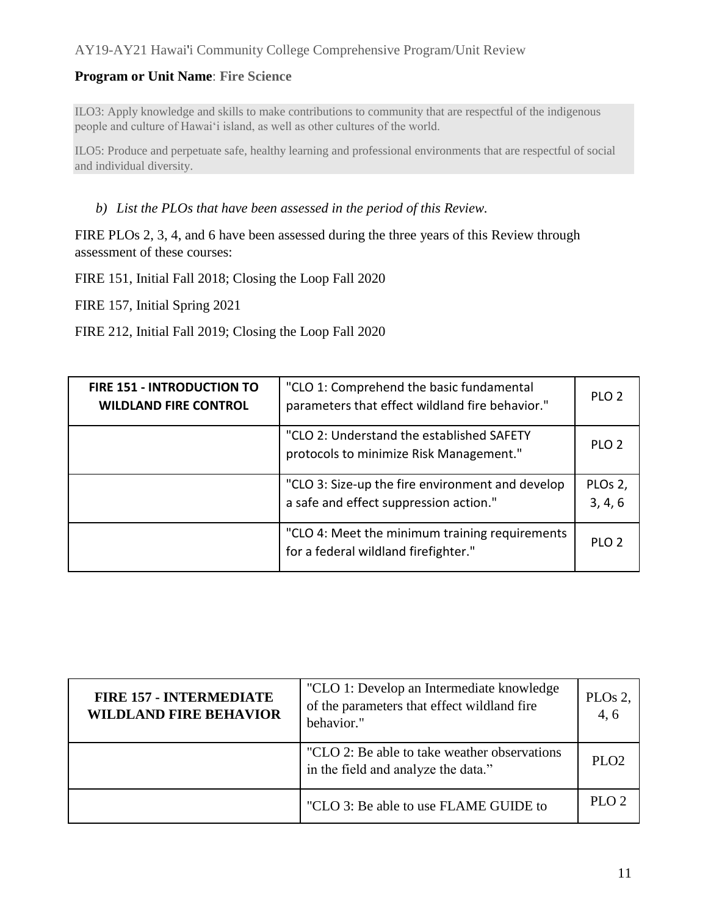**Program or Unit Name**: **Fire Science**

ILO3: Apply knowledge and skills to make contributions to community that are respectful of the indigenous people and culture of Hawai‘i island, as well as other cultures of the world.

ILO5: Produce and perpetuate safe, healthy learning and professional environments that are respectful of social and individual diversity.

*b) List the PLOs that have been assessed in the period of this Review.*

FIRE PLOs 2, 3, 4, and 6 have been assessed during the three years of this Review through assessment of these courses:

FIRE 151, Initial Fall 2018; Closing the Loop Fall 2020

FIRE 157, Initial Spring 2021

FIRE 212, Initial Fall 2019; Closing the Loop Fall 2020

| FIRE 151 - INTRODUCTION TO WILDLAND FIRE CONTROL | "CLO 1: Comprehend the basic fundamental parameters that effect wildland fire behavior." | PLO 2 |
|---|---|---|
| | "CLO 2: Understand the established SAFETY protocols to minimize Risk Management." | PLO 2 |
| | "CLO 3: Size-up the fire environment and develop a safe and effect suppression action." | PLOs 2, 3, 4, 6 |
| | "CLO 4: Meet the minimum training requirements for a federal wildland firefighter." | PLO 2 |

| FIRE 157 - INTERMEDIATE WILDLAND FIRE BEHAVIOR | "CLO 1: Develop an Intermediate knowledge of the parameters that effect wildland fire behavior." | PLOs 2, 4, 6 |
|---|---|---|
| | "CLO 2: Be able to take weather observations in the field and analyze the data." | PLO2 |
| | "CLO 3: Be able to use FLAME GUIDE to | PLO 2 |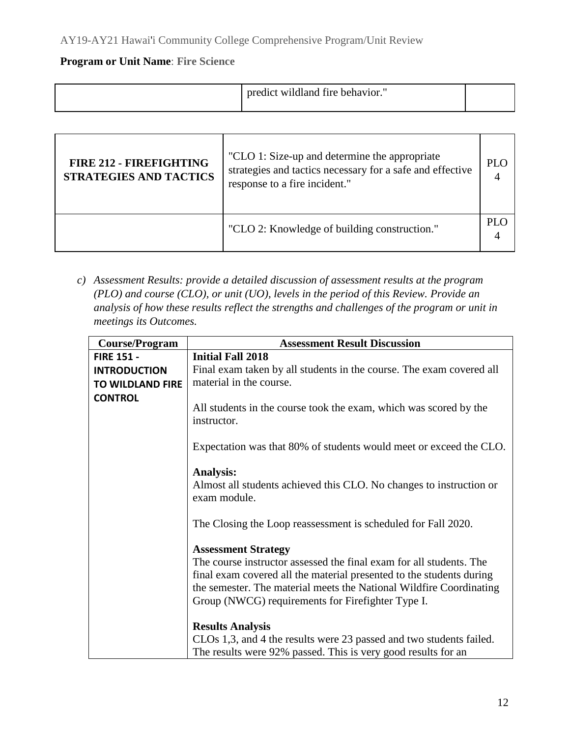**Program or Unit Name**: **Fire Science**

| | | |
|---|---|---|
| | predict wildland fire behavior." | |

| | | |
|---|---|---|
| **FIRE 212 - FIREFIGHTING STRATEGIES AND TACTICS** | "CLO 1: Size-up and determine the appropriate strategies and tactics necessary for a safe and effective response to a fire incident." | PLO 4 |
| | "CLO 2: Knowledge of building construction." | PLO 4 |

c) *Assessment Results: provide a detailed discussion of assessment results at the program (PLO) and course (CLO), or unit (UO), levels in the period of this Review. Provide an analysis of how these results reflect the strengths and challenges of the program or unit in meetings its Outcomes.*

| Course/Program | Assessment Result Discussion |
|---|---|
| **FIRE 151 - INTRODUCTION TO WILDLAND FIRE CONTROL** | **Initial Fall 2018**<br>Final exam taken by all students in the course. The exam covered all material in the course.<br><br>All students in the course took the exam, which was scored by the instructor.<br><br>Expectation was that 80% of students would meet or exceed the CLO.<br><br>**Analysis:**<br>Almost all students achieved this CLO. No changes to instruction or exam module.<br><br>The Closing the Loop reassessment is scheduled for Fall 2020.<br><br>**Assessment Strategy**<br>The course instructor assessed the final exam for all students. The final exam covered all the material presented to the students during the semester. The material meets the National Wildfire Coordinating Group (NWCG) requirements for Firefighter Type I.<br><br>**Results Analysis**<br>CLOs 1,3, and 4 the results were 23 passed and two students failed. The results were 92% passed. This is very good results for an |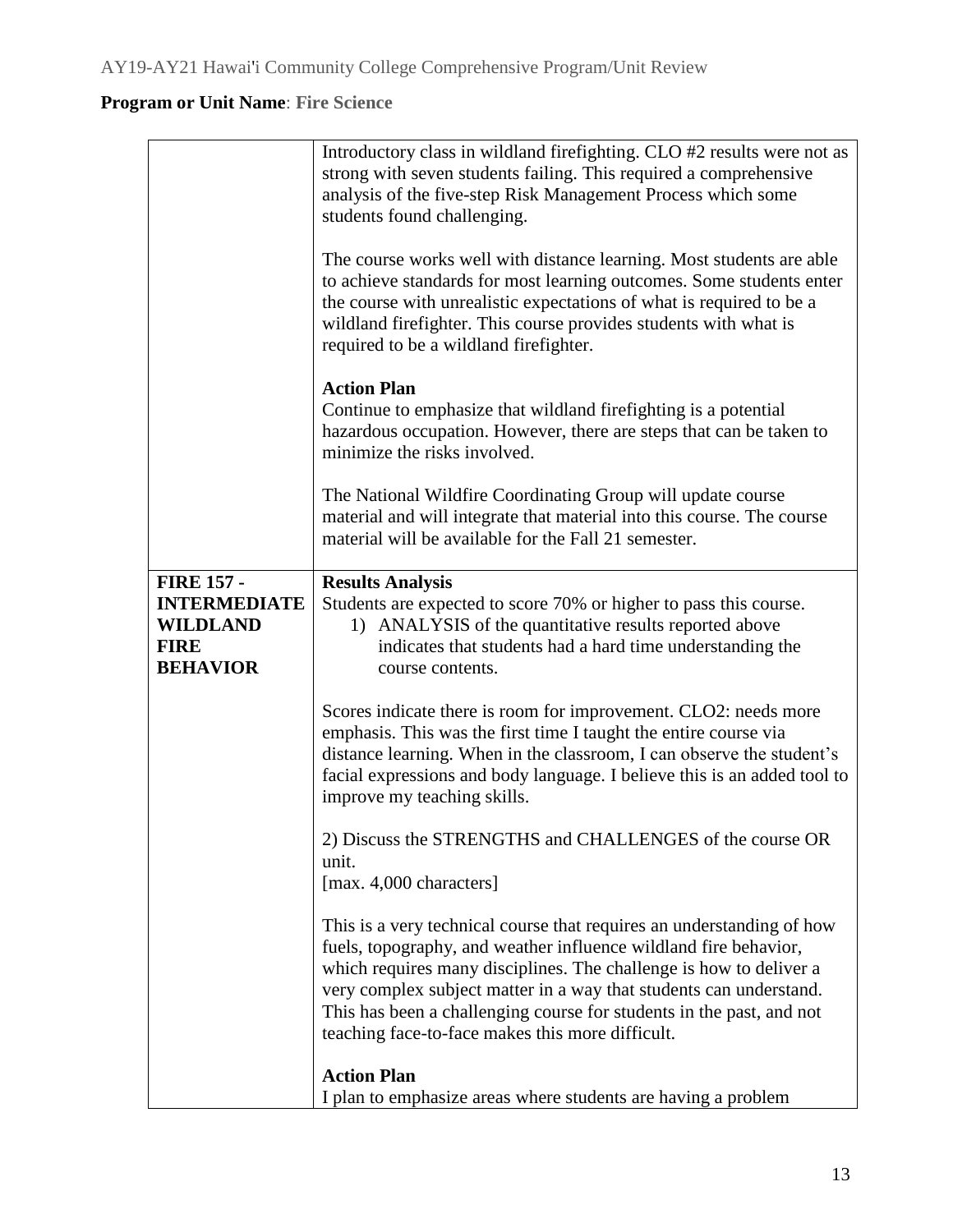**Program or Unit Name**: **Fire Science**

| | |
|---|---|
| | Introductory class in wildland firefighting. CLO #2 results were not as strong with seven students failing. This required a comprehensive analysis of the five-step Risk Management Process which some students found challenging.<br><br>The course works well with distance learning. Most students are able to achieve standards for most learning outcomes. Some students enter the course with unrealistic expectations of what is required to be a wildland firefighter. This course provides students with what is required to be a wildland firefighter.<br><br>**Action Plan**<br>Continue to emphasize that wildland firefighting is a potential hazardous occupation. However, there are steps that can be taken to minimize the risks involved.<br><br>The National Wildfire Coordinating Group will update course material and will integrate that material into this course. The course material will be available for the Fall 21 semester. |
| **FIRE 157 - INTERMEDIATE WILDLAND FIRE BEHAVIOR** | **Results Analysis**<br>Students are expected to score 70% or higher to pass this course.<br>1) ANALYSIS of the quantitative results reported above indicates that students had a hard time understanding the course contents.<br><br>Scores indicate there is room for improvement. CLO2: needs more emphasis. This was the first time I taught the entire course via distance learning. When in the classroom, I can observe the student's facial expressions and body language. I believe this is an added tool to improve my teaching skills.<br><br>2) Discuss the STRENGTHS and CHALLENGES of the course OR unit.<br>[max. 4,000 characters]<br><br>This is a very technical course that requires an understanding of how fuels, topography, and weather influence wildland fire behavior, which requires many disciplines. The challenge is how to deliver a very complex subject matter in a way that students can understand. This has been a challenging course for students in the past, and not teaching face-to-face makes this more difficult.<br><br>**Action Plan**<br>I plan to emphasize areas where students are having a problem |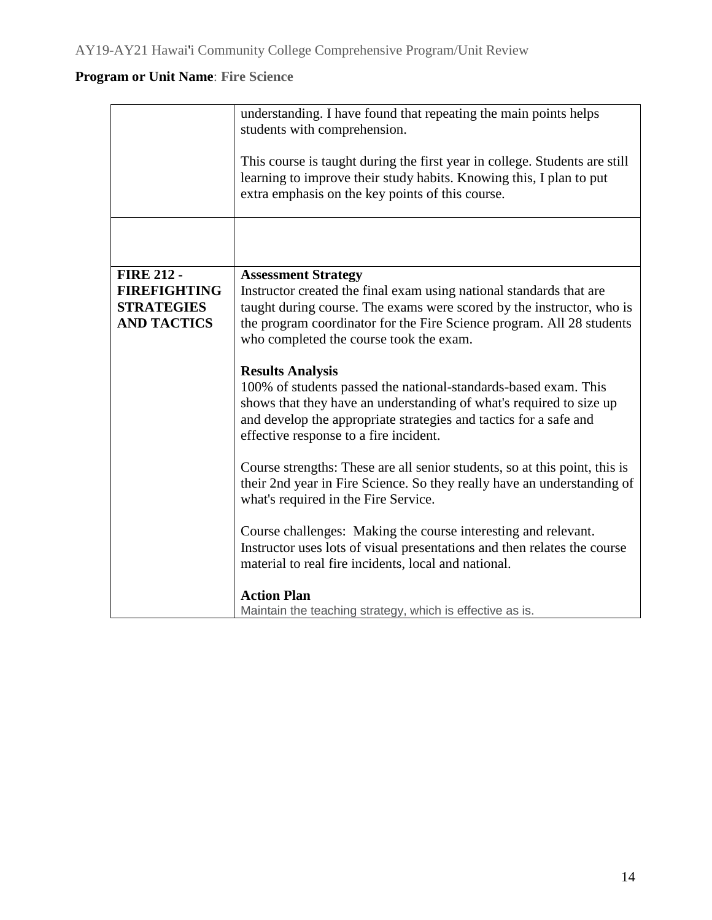**Program or Unit Name**: **Fire Science**

| | |
|---|---|
| | understanding. I have found that repeating the main points helps students with comprehension.<br><br>This course is taught during the first year in college. Students are still learning to improve their study habits. Knowing this, I plan to put extra emphasis on the key points of this course. |
| | |
| **FIRE 212 - FIREFIGHTING STRATEGIES AND TACTICS** | **Assessment Strategy**<br>Instructor created the final exam using national standards that are taught during course. The exams were scored by the instructor, who is the program coordinator for the Fire Science program. All 28 students who completed the course took the exam.<br><br>**Results Analysis**<br>100% of students passed the national-standards-based exam. This shows that they have an understanding of what's required to size up and develop the appropriate strategies and tactics for a safe and effective response to a fire incident.<br><br>Course strengths: These are all senior students, so at this point, this is their 2nd year in Fire Science. So they really have an understanding of what's required in the Fire Service.<br><br>Course challenges: Making the course interesting and relevant. Instructor uses lots of visual presentations and then relates the course material to real fire incidents, local and national.<br><br>**Action Plan**<br>Maintain the teaching strategy, which is effective as is. |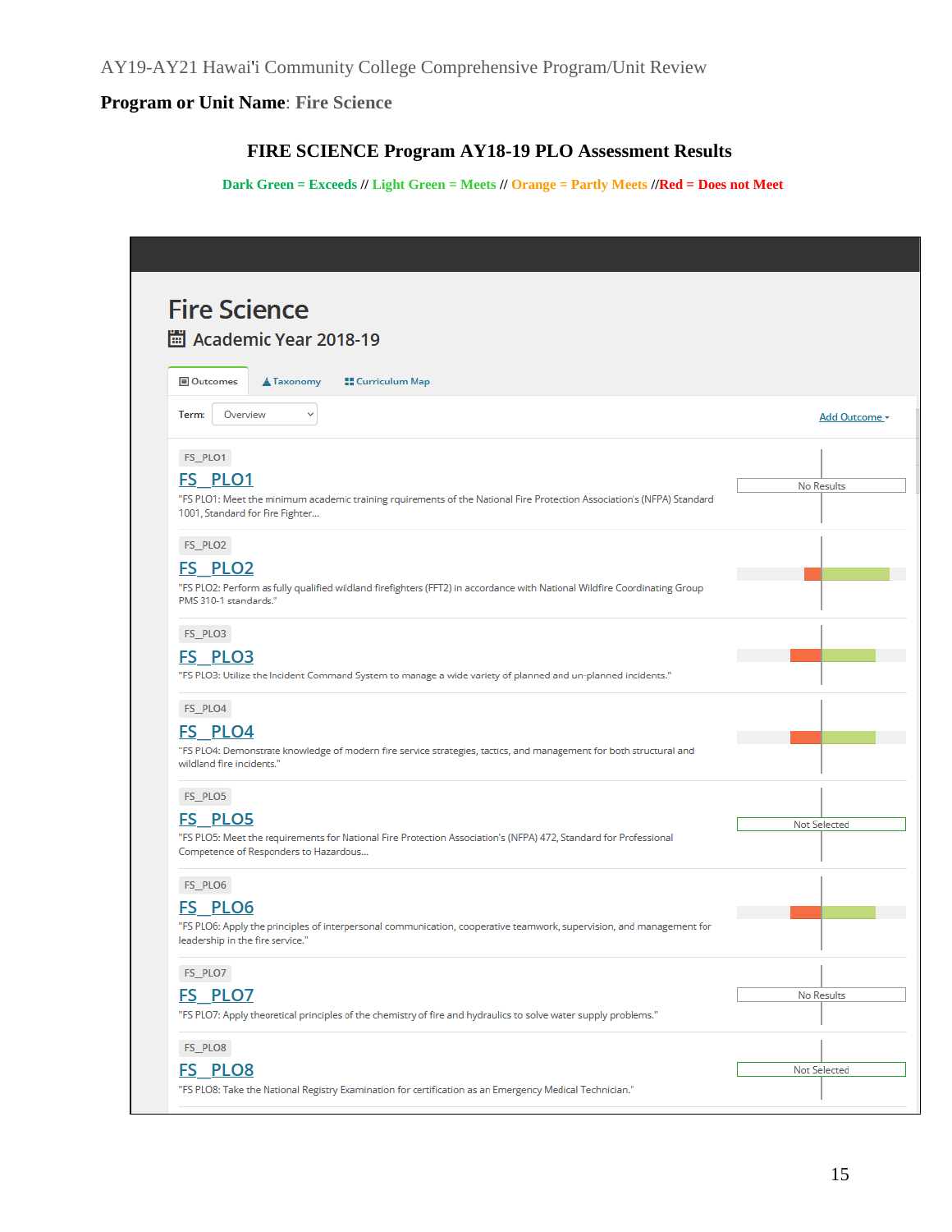**Program or Unit Name**: Fire Science

## FIRE SCIENCE Program AY18-19 PLO Assessment Results

Dark Green = Exceeds // Light Green = Meets // Orange = Partly Meets //Red = Does not Meet

# Fire Science

## Academic Year 2018-19

Outcomes | Taxonomy | Curriculum Map

Term: Overview

Add Outcome

FS_PLO1

### FS_PLO1

"FS PLO1: Meet the minimum academic training rquirements of the National Fire Protection Association's (NFPA) Standard 1001, Standard for Fire Fighter...

No Results

FS_PLO2

### FS_PLO2

"FS PLO2: Perform as fully qualified wildland firefighters (FFT2) in accordance with National Wildfire Coordinating Group PMS 310-1 standards."

FS_PLO3

### FS_PLO3

"FS PLO3: Utilize the Incident Command System to manage a wide variety of planned and un-planned incidents."

FS_PLO4

### FS_PLO4

"FS PLO4: Demonstrate knowledge of modern fire service strategies, tactics, and management for both structural and wildland fire incidents."

FS_PLO5

### FS_PLO5

"FS PLO5: Meet the requirements for National Fire Protection Association's (NFPA) 472, Standard for Professional Competence of Responders to Hazardous...

Not Selected

FS_PLO6

### FS_PLO6

"FS PLO6: Apply the principles of interpersonal communication, cooperative teamwork, supervision, and management for leadership in the fire service."

FS_PLO7

### FS_PLO7

"FS PLO7: Apply theoretical principles of the chemistry of fire and hydraulics to solve water supply problems."

No Results

FS_PLO8

### FS_PLO8

"FS PLO8: Take the National Registry Examination for certification as an Emergency Medical Technician."

Not Selected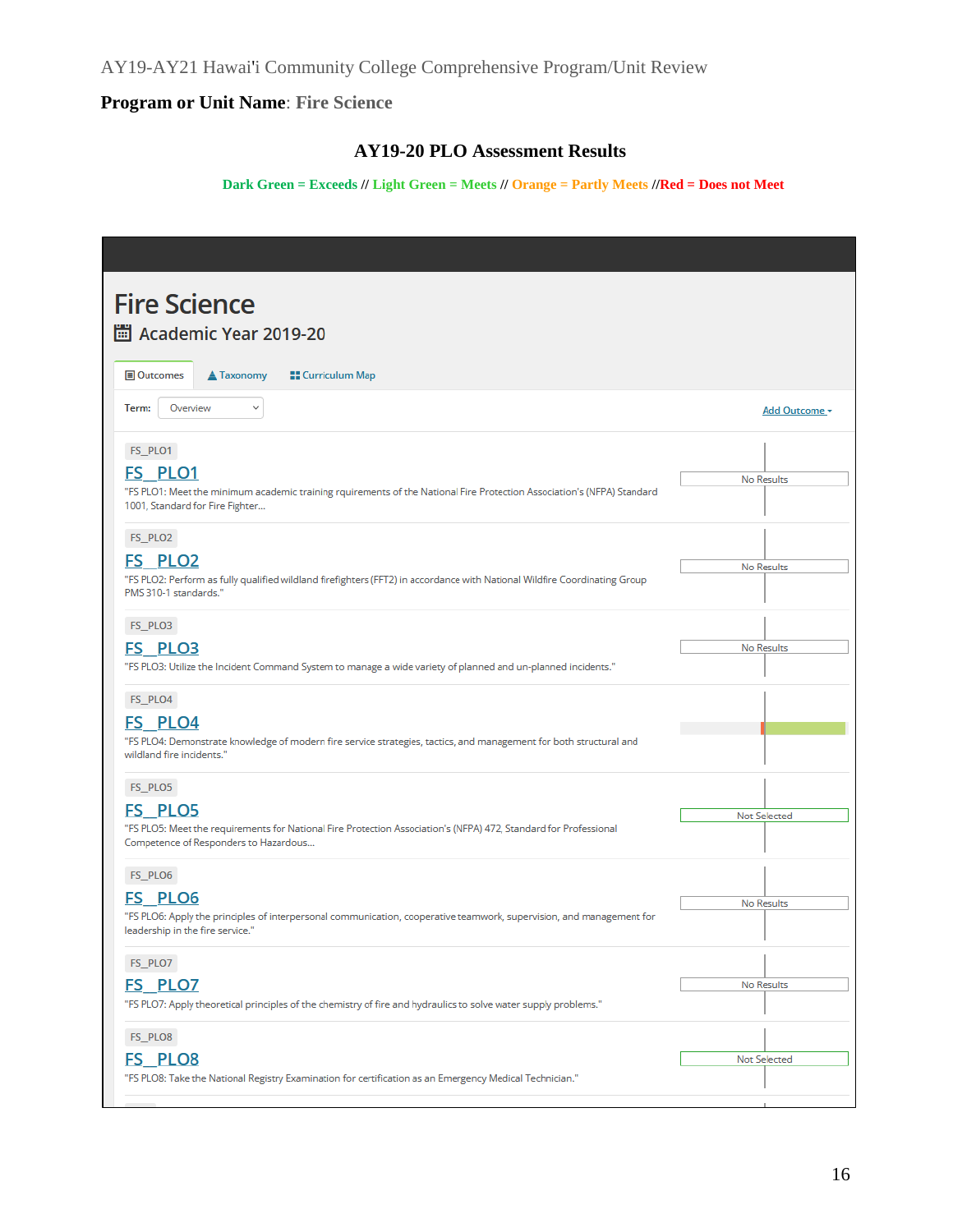AY19-AY21 Hawai'i Community College Comprehensive Program/Unit Review

**Program or Unit Name**: Fire Science

### AY19-20 PLO Assessment Results

Dark Green = Exceeds // Light Green = Meets // Orange = Partly Meets //Red = Does not Meet

## Fire Science

### Academic Year 2019-20

Outcomes | Taxonomy | Curriculum Map

Term: Overview

Add Outcome

| Outcome | Result |
|---|---|
| FS_PLO1<br>**FS_PLO1**<br>"FS PLO1: Meet the minimum academic training rquirements of the National Fire Protection Association's (NFPA) Standard 1001, Standard for Fire Fighter... | No Results |
| FS_PLO2<br>**FS_PLO2**<br>"FS PLO2: Perform as fully qualified wildland firefighters (FFT2) in accordance with National Wildfire Coordinating Group PMS 310-1 standards." | No Results |
| FS_PLO3<br>**FS_PLO3**<br>"FS PLO3: Utilize the Incident Command System to manage a wide variety of planned and un-planned incidents." | No Results |
| FS_PLO4<br>**FS_PLO4**<br>"FS PLO4: Demonstrate knowledge of modern fire service strategies, tactics, and management for both structural and wildland fire incidents." | |
| FS_PLO5<br>**FS_PLO5**<br>"FS PLO5: Meet the requirements for National Fire Protection Association's (NFPA) 472, Standard for Professional Competence of Responders to Hazardous... | Not Selected |
| FS_PLO6<br>**FS_PLO6**<br>"FS PLO6: Apply the principles of interpersonal communication, cooperative teamwork, supervision, and management for leadership in the fire service." | No Results |
| FS_PLO7<br>**FS_PLO7**<br>"FS PLO7: Apply theoretical principles of the chemistry of fire and hydraulics to solve water supply problems." | No Results |
| FS_PLO8<br>**FS_PLO8**<br>"FS PLO8: Take the National Registry Examination for certification as an Emergency Medical Technician." | Not Selected |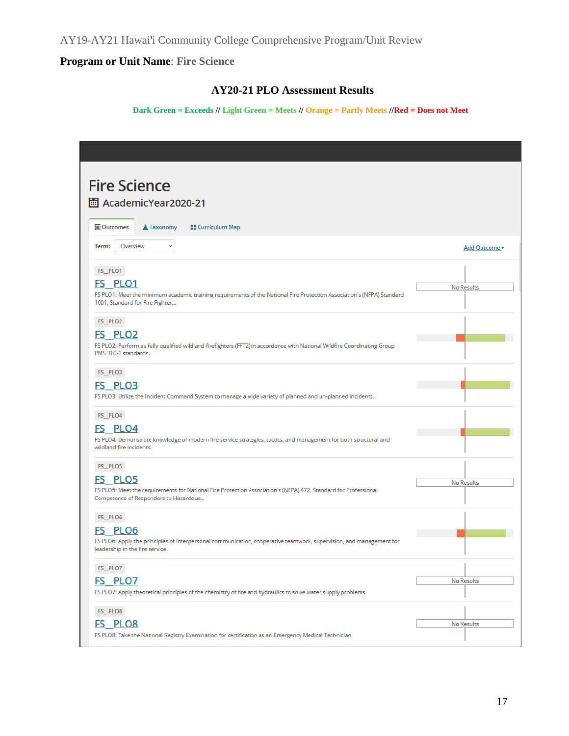AY19-AY21 Hawai'i Community College Comprehensive Program/Unit Review

**Program or Unit Name**: Fire Science

### AY20-21 PLO Assessment Results

**Dark Green = Exceeds // Light Green = Meets // Orange = Partly Meets //Red = Does not Meet**

# Fire Science

AcademicYear2020-21

Outcomes | Taxonomy | Curriculum Map

Term: Overview

Add Outcome

FS_PLO1

**FS_PLO1**

FS PLO1: Meet the minimum academic training requirements of the National Fire Protection Association's (NFPA) Standard 1001, Standard for Fire Fighter...

No Results

FS_PLO2

**FS_PLO2**

FS PLO2: Perform as fully qualified wildland firefighters (FFT2)in accordance with National Wildfire Coordinating Group PMS 310-1 standards.

FS_PLO3

**FS_PLO3**

FS PLO3: Utilize the Incident Command System to manage a wide variety of planned and un-planned incidents.

FS_PLO4

**FS_PLO4**

FS PLO4: Demonstrate knowledge of modern fire service strategies, tactics, and management for both structural and wildland fire incidents.

FS_PLO5

**FS_PLO5**

FS PLO5: Meet the requirements for National Fire Protection Association's (NFPA) 472, Standard for Professional Competence of Responders to Hazardous...

No Results

FS_PLO6

**FS_PLO6**

FS PLO6: Apply the principles of interpersonal communication, cooperative teamwork, supervision, and management for leadership in the fire service.

FS_PLO7

**FS_PLO7**

FS PLO7: Apply theoretical principles of the chemistry of fire and hydraulics to solve water supply problems.

No Results

FS_PLO8

**FS_PLO8**

FS PLO8: Take the National Registry Examination for certification as an Emergency Medical Technician.

No Results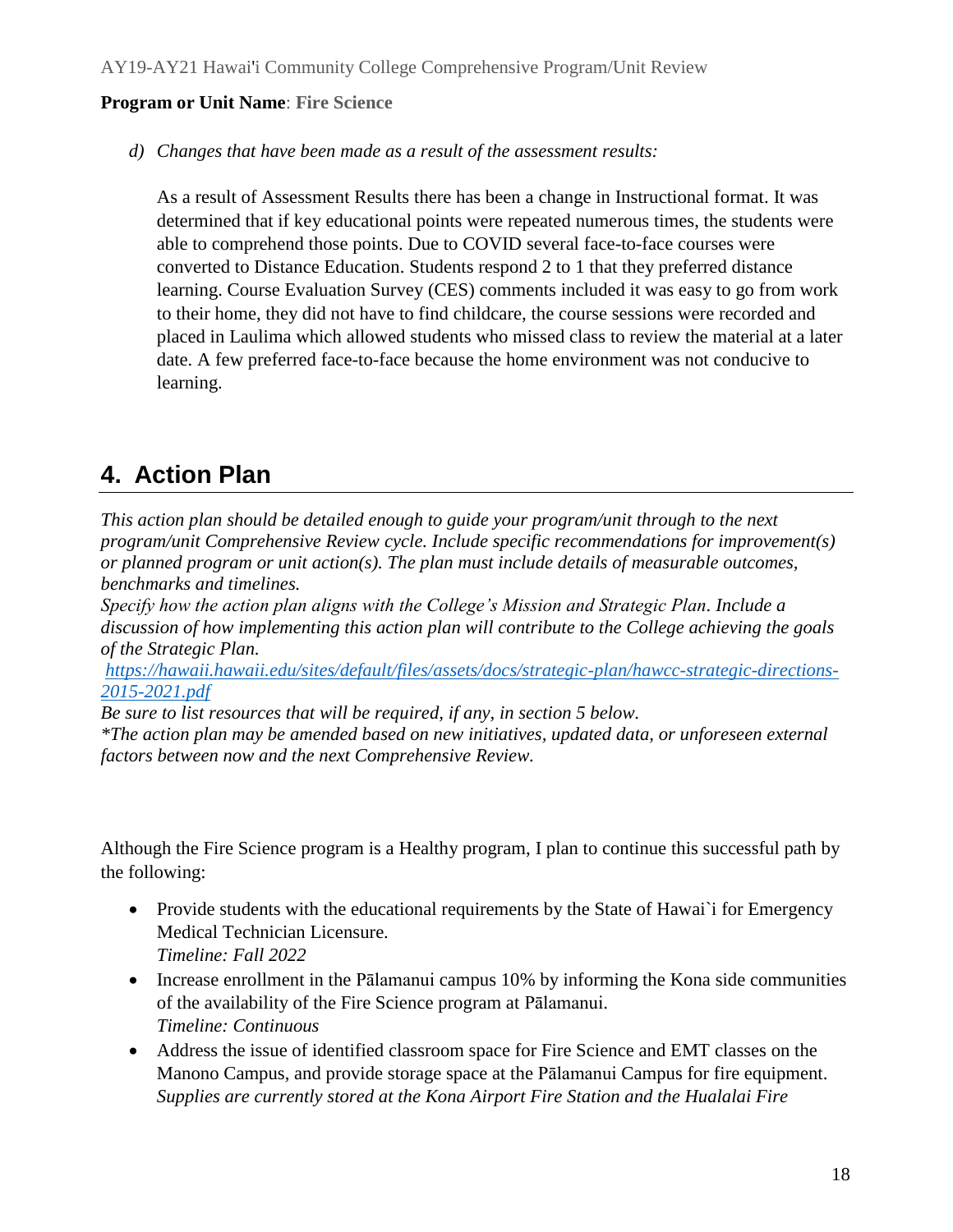**Program or Unit Name**: **Fire Science**

*d) Changes that have been made as a result of the assessment results:*

As a result of Assessment Results there has been a change in Instructional format. It was determined that if key educational points were repeated numerous times, the students were able to comprehend those points. Due to COVID several face-to-face courses were converted to Distance Education. Students respond 2 to 1 that they preferred distance learning. Course Evaluation Survey (CES) comments included it was easy to go from work to their home, they did not have to find childcare, the course sessions were recorded and placed in Laulima which allowed students who missed class to review the material at a later date. A few preferred face-to-face because the home environment was not conducive to learning.

## 4. Action Plan

*This action plan should be detailed enough to guide your program/unit through to the next program/unit Comprehensive Review cycle. Include specific recommendations for improvement(s) or planned program or unit action(s). The plan must include details of measurable outcomes, benchmarks and timelines.*
*Specify how the action plan aligns with the College's Mission and Strategic Plan. Include a discussion of how implementing this action plan will contribute to the College achieving the goals of the Strategic Plan.*
*https://hawaii.hawaii.edu/sites/default/files/assets/docs/strategic-plan/hawcc-strategic-directions-2015-2021.pdf*
*Be sure to list resources that will be required, if any, in section 5 below.*
*\*The action plan may be amended based on new initiatives, updated data, or unforeseen external factors between now and the next Comprehensive Review.*

Although the Fire Science program is a Healthy program, I plan to continue this successful path by the following:

- Provide students with the educational requirements by the State of Hawai`i for Emergency Medical Technician Licensure.
  *Timeline: Fall 2022*
- Increase enrollment in the Pālamanui campus 10% by informing the Kona side communities of the availability of the Fire Science program at Pālamanui.
  *Timeline: Continuous*
- Address the issue of identified classroom space for Fire Science and EMT classes on the Manono Campus, and provide storage space at the Pālamanui Campus for fire equipment. *Supplies are currently stored at the Kona Airport Fire Station and the Hualalai Fire*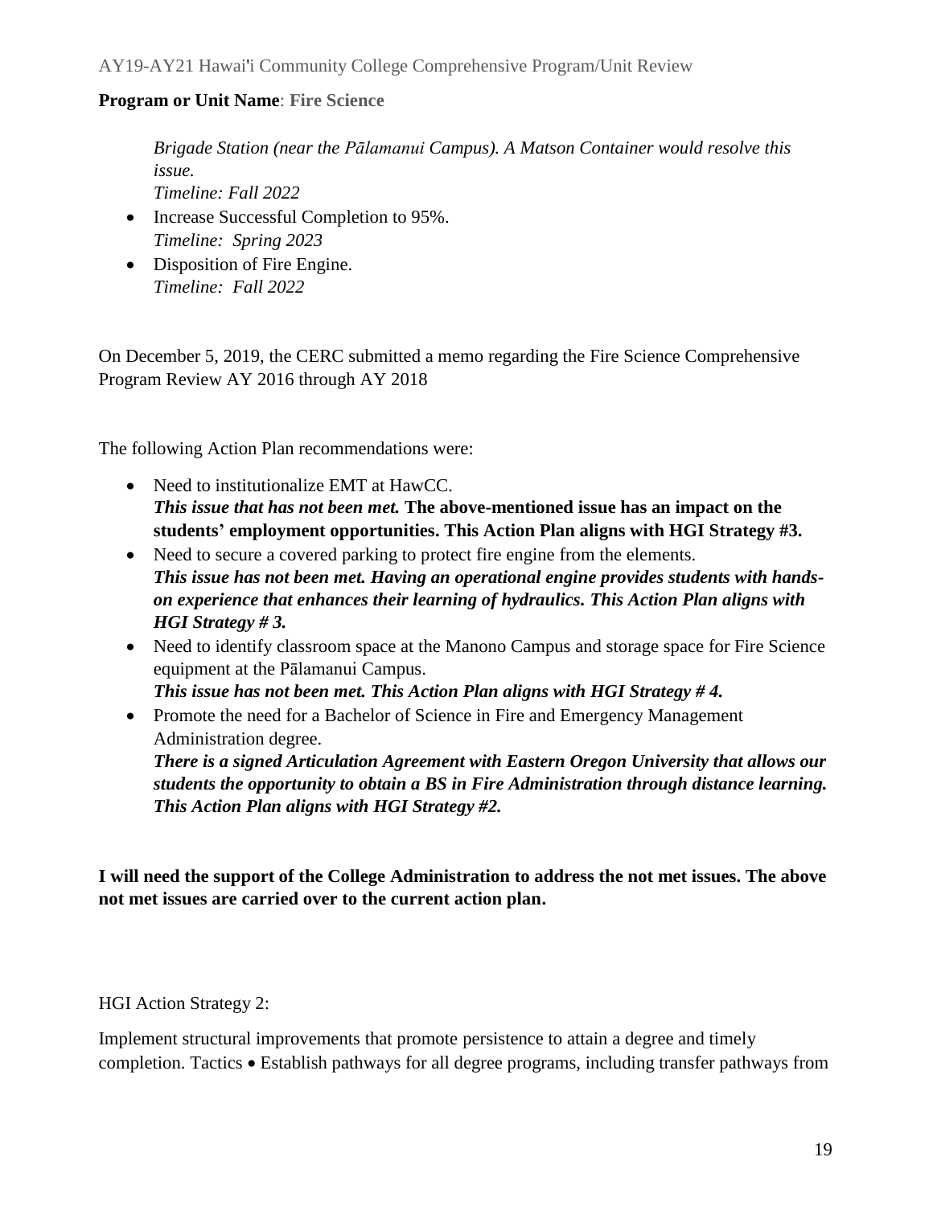*Brigade Station (near the Pālamanui Campus). A Matson Container would resolve this issue.*
*Timeline: Fall 2022*

- Increase Successful Completion to 95%.
  *Timeline: Spring 2023*
- Disposition of Fire Engine.
  *Timeline: Fall 2022*

On December 5, 2019, the CERC submitted a memo regarding the Fire Science Comprehensive Program Review AY 2016 through AY 2018

The following Action Plan recommendations were:

- Need to institutionalize EMT at HawCC.
  ***This issue that has not been met.*** **The above-mentioned issue has an impact on the students' employment opportunities. This Action Plan aligns with HGI Strategy #3.**
- Need to secure a covered parking to protect fire engine from the elements.
  ***This issue has not been met. Having an operational engine provides students with hands-on experience that enhances their learning of hydraulics. This Action Plan aligns with HGI Strategy # 3.***
- Need to identify classroom space at the Manono Campus and storage space for Fire Science equipment at the Pālamanui Campus.
  ***This issue has not been met. This Action Plan aligns with HGI Strategy # 4.***
- Promote the need for a Bachelor of Science in Fire and Emergency Management Administration degree.
  ***There is a signed Articulation Agreement with Eastern Oregon University that allows our students the opportunity to obtain a BS in Fire Administration through distance learning. This Action Plan aligns with HGI Strategy #2.***

**I will need the support of the College Administration to address the not met issues. The above not met issues are carried over to the current action plan.**

HGI Action Strategy 2:

Implement structural improvements that promote persistence to attain a degree and timely completion. Tactics • Establish pathways for all degree programs, including transfer pathways from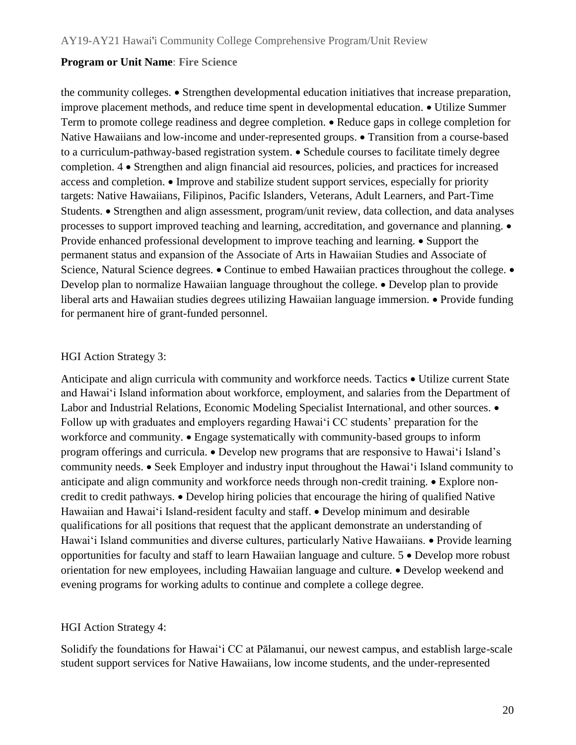the community colleges. • Strengthen developmental education initiatives that increase preparation, improve placement methods, and reduce time spent in developmental education. • Utilize Summer Term to promote college readiness and degree completion. • Reduce gaps in college completion for Native Hawaiians and low-income and under-represented groups. • Transition from a course-based to a curriculum-pathway-based registration system. • Schedule courses to facilitate timely degree completion. 4 • Strengthen and align financial aid resources, policies, and practices for increased access and completion. • Improve and stabilize student support services, especially for priority targets: Native Hawaiians, Filipinos, Pacific Islanders, Veterans, Adult Learners, and Part-Time Students. • Strengthen and align assessment, program/unit review, data collection, and data analyses processes to support improved teaching and learning, accreditation, and governance and planning. • Provide enhanced professional development to improve teaching and learning. • Support the permanent status and expansion of the Associate of Arts in Hawaiian Studies and Associate of Science, Natural Science degrees. • Continue to embed Hawaiian practices throughout the college. • Develop plan to normalize Hawaiian language throughout the college. • Develop plan to provide liberal arts and Hawaiian studies degrees utilizing Hawaiian language immersion. • Provide funding for permanent hire of grant-funded personnel.

HGI Action Strategy 3:

Anticipate and align curricula with community and workforce needs. Tactics • Utilize current State and Hawaiʻi Island information about workforce, employment, and salaries from the Department of Labor and Industrial Relations, Economic Modeling Specialist International, and other sources. • Follow up with graduates and employers regarding Hawaiʻi CC students' preparation for the workforce and community. • Engage systematically with community-based groups to inform program offerings and curricula. • Develop new programs that are responsive to Hawaiʻi Island's community needs. • Seek Employer and industry input throughout the Hawaiʻi Island community to anticipate and align community and workforce needs through non-credit training. • Explore non-credit to credit pathways. • Develop hiring policies that encourage the hiring of qualified Native Hawaiian and Hawaiʻi Island-resident faculty and staff. • Develop minimum and desirable qualifications for all positions that request that the applicant demonstrate an understanding of Hawaiʻi Island communities and diverse cultures, particularly Native Hawaiians. • Provide learning opportunities for faculty and staff to learn Hawaiian language and culture. 5 • Develop more robust orientation for new employees, including Hawaiian language and culture. • Develop weekend and evening programs for working adults to continue and complete a college degree.

HGI Action Strategy 4:

Solidify the foundations for Hawaiʻi CC at Pālamanui, our newest campus, and establish large-scale student support services for Native Hawaiians, low income students, and the under-represented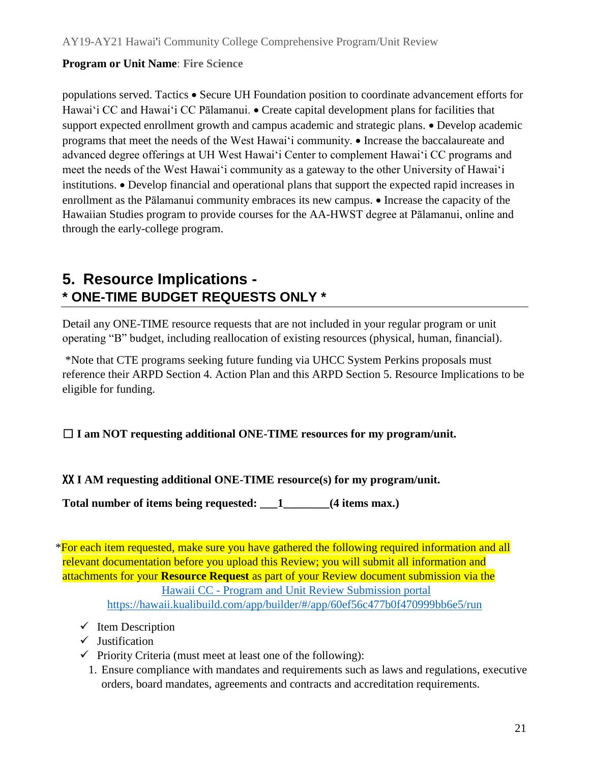populations served. Tactics • Secure UH Foundation position to coordinate advancement efforts for Hawaiʻi CC and Hawaiʻi CC Pālamanui. • Create capital development plans for facilities that support expected enrollment growth and campus academic and strategic plans. • Develop academic programs that meet the needs of the West Hawaiʻi community. • Increase the baccalaureate and advanced degree offerings at UH West Hawaiʻi Center to complement Hawaiʻi CC programs and meet the needs of the West Hawaiʻi community as a gateway to the other University of Hawaiʻi institutions. • Develop financial and operational plans that support the expected rapid increases in enrollment as the Pālamanui community embraces its new campus. • Increase the capacity of the Hawaiian Studies program to provide courses for the AA-HWST degree at Pālamanui, online and through the early-college program.

## 5. Resource Implications -
## * ONE-TIME BUDGET REQUESTS ONLY *

Detail any ONE-TIME resource requests that are not included in your regular program or unit operating "B" budget, including reallocation of existing resources (physical, human, financial).

*Note that CTE programs seeking future funding via UHCC System Perkins proposals must reference their ARPD Section 4. Action Plan and this ARPD Section 5. Resource Implications to be eligible for funding.

☐ **I am NOT requesting additional ONE-TIME resources for my program/unit.**

XX **I AM requesting additional ONE-TIME resource(s) for my program/unit.**

**Total number of items being requested: ___1________(4 items max.)**

*For each item requested, make sure you have gathered the following required information and all relevant documentation before you upload this Review; you will submit all information and attachments for your **Resource Request** as part of your Review document submission via the [Hawaii CC - Program and Unit Review Submission portal](https://hawaii.kualibuild.com/app/builder/#/app/60ef56c477b0f470999bb6e5/run)
https://hawaii.kualibuild.com/app/builder/#/app/60ef56c477b0f470999bb6e5/run

- ✓ Item Description
- ✓ Justification
- ✓ Priority Criteria (must meet at least one of the following):
  1. Ensure compliance with mandates and requirements such as laws and regulations, executive orders, board mandates, agreements and contracts and accreditation requirements.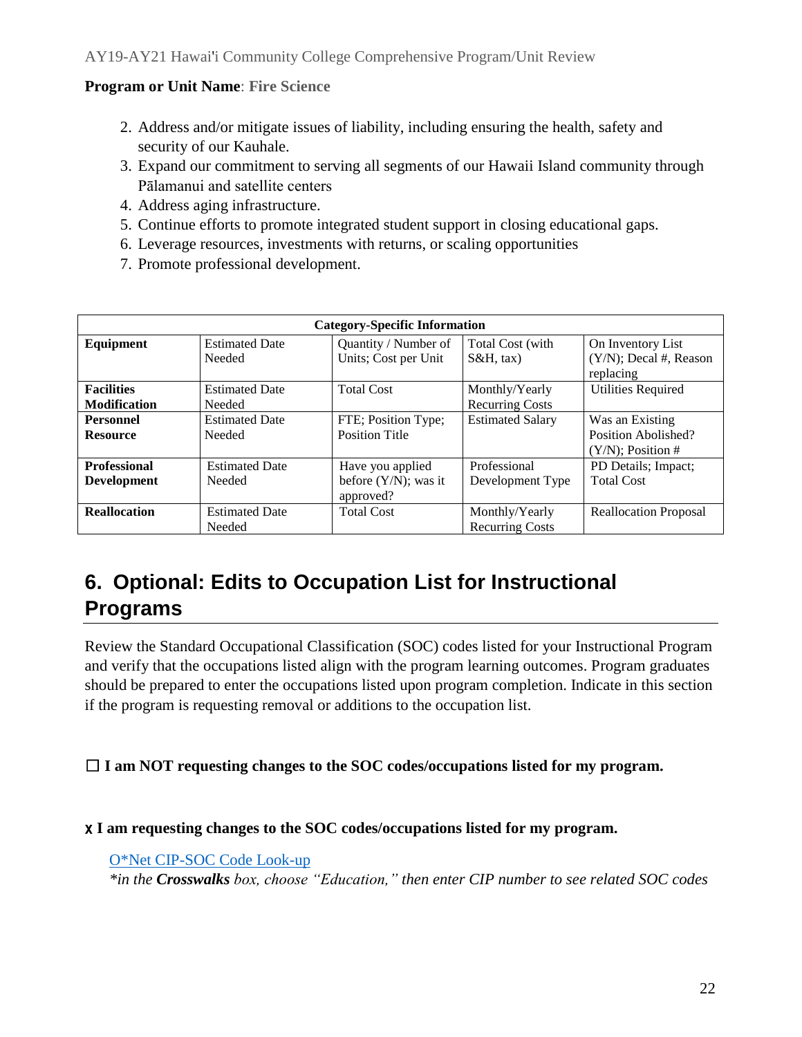**Program or Unit Name**: **Fire Science**

2. Address and/or mitigate issues of liability, including ensuring the health, safety and security of our Kauhale.
3. Expand our commitment to serving all segments of our Hawaii Island community through Pālamanui and satellite centers
4. Address aging infrastructure.
5. Continue efforts to promote integrated student support in closing educational gaps.
6. Leverage resources, investments with returns, or scaling opportunities
7. Promote professional development.

| **Category-Specific Information** | | | | |
|---|---|---|---|---|
| **Equipment** | Estimated Date Needed | Quantity / Number of Units; Cost per Unit | Total Cost (with S&H, tax) | On Inventory List (Y/N); Decal #, Reason replacing |
| **Facilities Modification** | Estimated Date Needed | Total Cost | Monthly/Yearly Recurring Costs | Utilities Required |
| **Personnel Resource** | Estimated Date Needed | FTE; Position Type; Position Title | Estimated Salary | Was an Existing Position Abolished? (Y/N); Position # |
| **Professional Development** | Estimated Date Needed | Have you applied before (Y/N); was it approved? | Professional Development Type | PD Details; Impact; Total Cost |
| **Reallocation** | Estimated Date Needed | Total Cost | Monthly/Yearly Recurring Costs | Reallocation Proposal |

# 6. Optional: Edits to Occupation List for Instructional Programs

Review the Standard Occupational Classification (SOC) codes listed for your Instructional Program and verify that the occupations listed align with the program learning outcomes. Program graduates should be prepared to enter the occupations listed upon program completion. Indicate in this section if the program is requesting removal or additions to the occupation list.

☐ **I am NOT requesting changes to the SOC codes/occupations listed for my program.**

x **I am requesting changes to the SOC codes/occupations listed for my program.**

O*Net CIP-SOC Code Look-up
*in the **Crosswalks** box, choose "Education," then enter CIP number to see related SOC codes*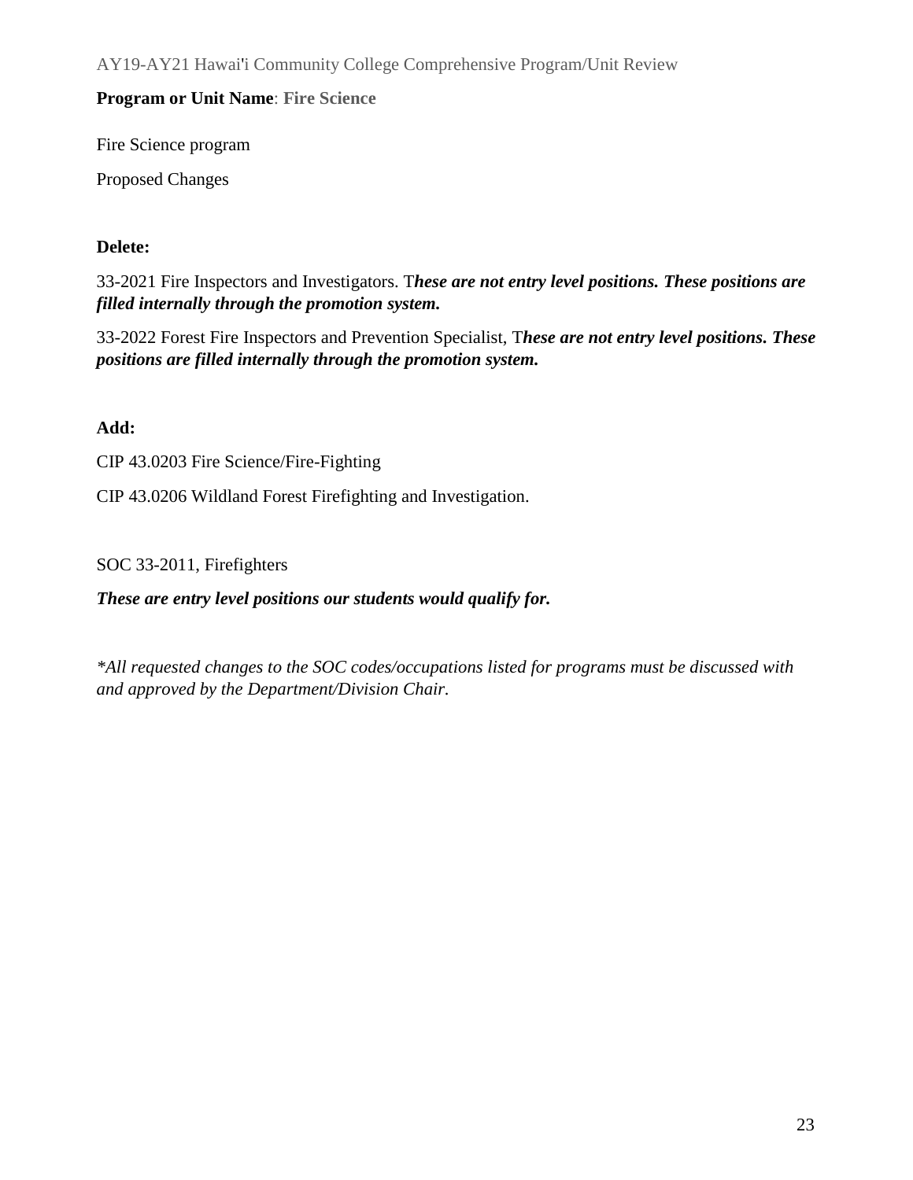**Program or Unit Name**: **Fire Science**

Fire Science program

Proposed Changes

**Delete:**

33-2021 Fire Inspectors and Investigators. T***hese are not entry level positions. These positions are filled internally through the promotion system.***

33-2022 Forest Fire Inspectors and Prevention Specialist, T***hese are not entry level positions. These positions are filled internally through the promotion system.***

**Add:**

CIP 43.0203 Fire Science/Fire-Fighting

CIP 43.0206 Wildland Forest Firefighting and Investigation.

SOC 33-2011, Firefighters

***These are entry level positions our students would qualify for.***

*\*All requested changes to the SOC codes/occupations listed for programs must be discussed with and approved by the Department/Division Chair.*